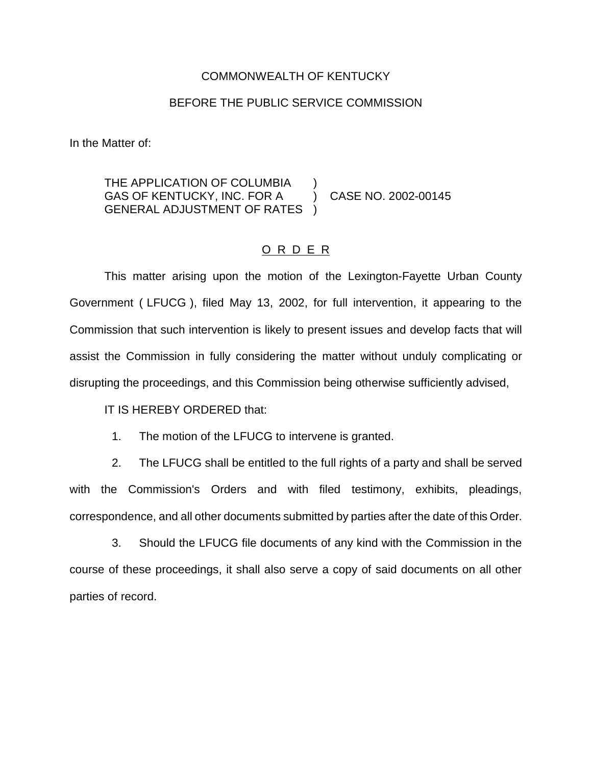COMMONWEALTH OF KENTUCKY

BEFORE THE PUBLIC SERVICE COMMISSION

In the Matter of:

THE APPLICATION OF COLUMBIA GAS OF KENTUCKY, INC. FOR A GENERAL ADJUSTMENT OF RATES ) CASE NO. 2002-00145

O R D E R

This matter arising upon the motion of the Lexington-Fayette Urban County Government ( LFUCG ), filed May 13, 2002, for full intervention, it appearing to the Commission that such intervention is likely to present issues and develop facts that will assist the Commission in fully considering the matter without unduly complicating or disrupting the proceedings, and this Commission being otherwise sufficiently advised,

IT IS HEREBY ORDERED that:

1. The motion of the LFUCG to intervene is granted.

2. The LFUCG shall be entitled to the full rights of a party and shall be served with the Commission's Orders and with filed testimony, exhibits, pleadings, correspondence, and all other documents submitted by parties after the date of this Order.

3. Should the LFUCG file documents of any kind with the Commission in the course of these proceedings, it shall also serve a copy of said documents on all other parties of record.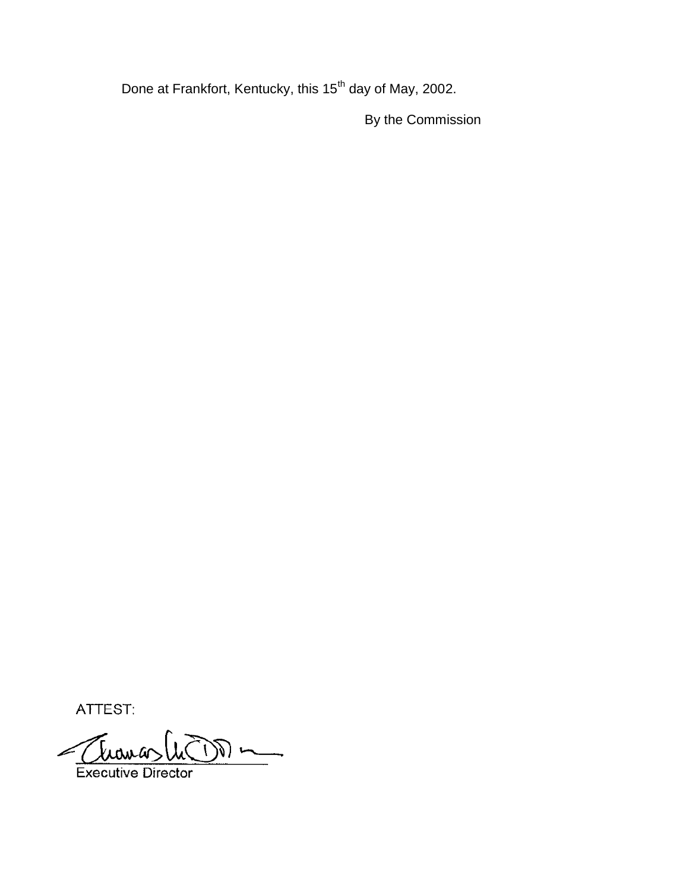Done at Frankfort, Kentucky, this 15th day of May, 2002.

By the Commission

ATTEST:

Executive Director